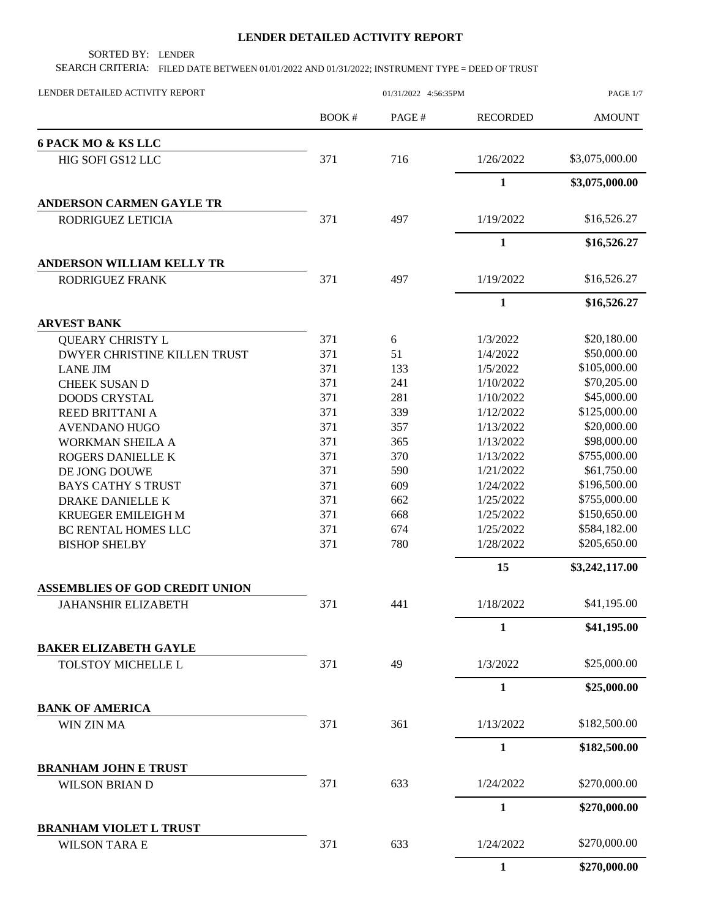# LENDER DETAILED ACTIVITY REPORT

SORTED BY: LENDER

SEARCH CRITERIA: FILED DATE BETWEEN 01/01/2022 AND 01/31/2022; INSTRUMENT TYPE = DEED OF TRUST

LENDER DETAILED ACTIVITY REPORT — 01/31/2022 4:56:35PM

| | BOOK # | PAGE # | RECORDED | AMOUNT |
|---|---|---|---|---|
| **6 PACK MO & KS LLC** | | | | |
| HIG SOFI GS12 LLC | 371 | 716 | 1/26/2022 | $3,075,000.00 |
| | | | **1** | **$3,075,000.00** |
| **ANDERSON CARMEN GAYLE TR** | | | | |
| RODRIGUEZ LETICIA | 371 | 497 | 1/19/2022 | $16,526.27 |
| | | | **1** | **$16,526.27** |
| **ANDERSON WILLIAM KELLY TR** | | | | |
| RODRIGUEZ FRANK | 371 | 497 | 1/19/2022 | $16,526.27 |
| | | | **1** | **$16,526.27** |
| **ARVEST BANK** | | | | |
| QUEARY CHRISTY L | 371 | 6 | 1/3/2022 | $20,180.00 |
| DWYER CHRISTINE KILLEN TRUST | 371 | 51 | 1/4/2022 | $50,000.00 |
| LANE JIM | 371 | 133 | 1/5/2022 | $105,000.00 |
| CHEEK SUSAN D | 371 | 241 | 1/10/2022 | $70,205.00 |
| DOODS CRYSTAL | 371 | 281 | 1/10/2022 | $45,000.00 |
| REED BRITTANI A | 371 | 339 | 1/12/2022 | $125,000.00 |
| AVENDANO HUGO | 371 | 357 | 1/13/2022 | $20,000.00 |
| WORKMAN SHEILA A | 371 | 365 | 1/13/2022 | $98,000.00 |
| ROGERS DANIELLE K | 371 | 370 | 1/13/2022 | $755,000.00 |
| DE JONG DOUWE | 371 | 590 | 1/21/2022 | $61,750.00 |
| BAYS CATHY S TRUST | 371 | 609 | 1/24/2022 | $196,500.00 |
| DRAKE DANIELLE K | 371 | 662 | 1/25/2022 | $755,000.00 |
| KRUEGER EMILEIGH M | 371 | 668 | 1/25/2022 | $150,650.00 |
| BC RENTAL HOMES LLC | 371 | 674 | 1/25/2022 | $584,182.00 |
| BISHOP SHELBY | 371 | 780 | 1/28/2022 | $205,650.00 |
| | | | **15** | **$3,242,117.00** |
| **ASSEMBLIES OF GOD CREDIT UNION** | | | | |
| JAHANSHIR ELIZABETH | 371 | 441 | 1/18/2022 | $41,195.00 |
| | | | **1** | **$41,195.00** |
| **BAKER ELIZABETH GAYLE** | | | | |
| TOLSTOY MICHELLE L | 371 | 49 | 1/3/2022 | $25,000.00 |
| | | | **1** | **$25,000.00** |
| **BANK OF AMERICA** | | | | |
| WIN ZIN MA | 371 | 361 | 1/13/2022 | $182,500.00 |
| | | | **1** | **$182,500.00** |
| **BRANHAM JOHN E TRUST** | | | | |
| WILSON BRIAN D | 371 | 633 | 1/24/2022 | $270,000.00 |
| | | | **1** | **$270,000.00** |
| **BRANHAM VIOLET L TRUST** | | | | |
| WILSON TARA E | 371 | 633 | 1/24/2022 | $270,000.00 |
| | | | **1** | **$270,000.00** |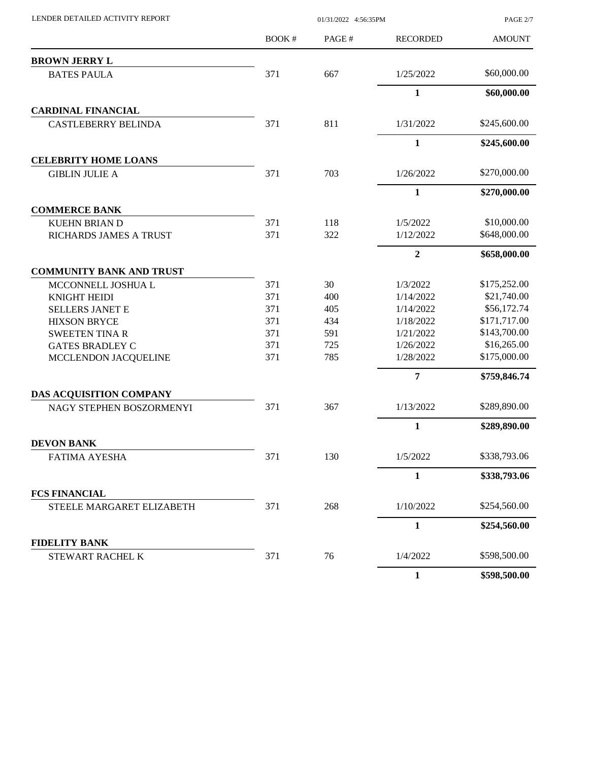| | BOOK # | PAGE # | RECORDED | AMOUNT |
|---|---|---|---|---|
| **BROWN JERRY L** | | | | |
| BATES PAULA | 371 | 667 | 1/25/2022 | $60,000.00 |
| | | | **1** | **$60,000.00** |
| **CARDINAL FINANCIAL** | | | | |
| CASTLEBERRY BELINDA | 371 | 811 | 1/31/2022 | $245,600.00 |
| | | | **1** | **$245,600.00** |
| **CELEBRITY HOME LOANS** | | | | |
| GIBLIN JULIE A | 371 | 703 | 1/26/2022 | $270,000.00 |
| | | | **1** | **$270,000.00** |
| **COMMERCE BANK** | | | | |
| KUEHN BRIAN D | 371 | 118 | 1/5/2022 | $10,000.00 |
| RICHARDS JAMES A TRUST | 371 | 322 | 1/12/2022 | $648,000.00 |
| | | | **2** | **$658,000.00** |
| **COMMUNITY BANK AND TRUST** | | | | |
| MCCONNELL JOSHUA L | 371 | 30 | 1/3/2022 | $175,252.00 |
| KNIGHT HEIDI | 371 | 400 | 1/14/2022 | $21,740.00 |
| SELLERS JANET E | 371 | 405 | 1/14/2022 | $56,172.74 |
| HIXSON BRYCE | 371 | 434 | 1/18/2022 | $171,717.00 |
| SWEETEN TINA R | 371 | 591 | 1/21/2022 | $143,700.00 |
| GATES BRADLEY C | 371 | 725 | 1/26/2022 | $16,265.00 |
| MCCLENDON JACQUELINE | 371 | 785 | 1/28/2022 | $175,000.00 |
| | | | **7** | **$759,846.74** |
| **DAS ACQUISITION COMPANY** | | | | |
| NAGY STEPHEN BOSZORMENYI | 371 | 367 | 1/13/2022 | $289,890.00 |
| | | | **1** | **$289,890.00** |
| **DEVON BANK** | | | | |
| FATIMA AYESHA | 371 | 130 | 1/5/2022 | $338,793.06 |
| | | | **1** | **$338,793.06** |
| **FCS FINANCIAL** | | | | |
| STEELE MARGARET ELIZABETH | 371 | 268 | 1/10/2022 | $254,560.00 |
| | | | **1** | **$254,560.00** |
| **FIDELITY BANK** | | | | |
| STEWART RACHEL K | 371 | 76 | 1/4/2022 | $598,500.00 |
| | | | **1** | **$598,500.00** |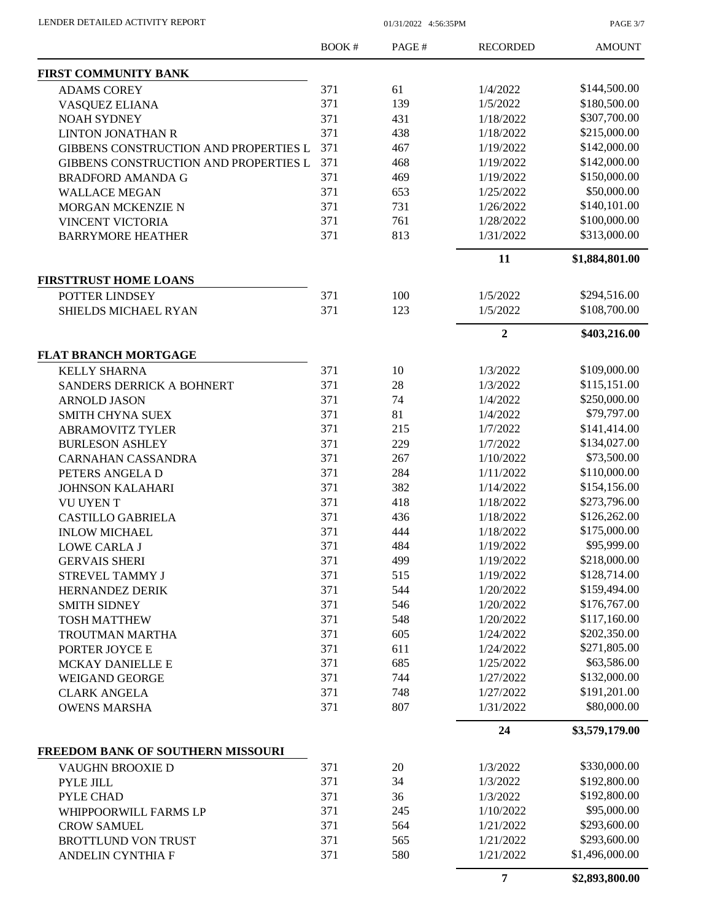| | BOOK # | PAGE # | RECORDED | AMOUNT |
|---|---|---|---|---|
| **FIRST COMMUNITY BANK** | | | | |
| ADAMS COREY | 371 | 61 | 1/4/2022 | \$144,500.00 |
| VASQUEZ ELIANA | 371 | 139 | 1/5/2022 | \$180,500.00 |
| NOAH SYDNEY | 371 | 431 | 1/18/2022 | \$307,700.00 |
| LINTON JONATHAN R | 371 | 438 | 1/18/2022 | \$215,000.00 |
| GIBBENS CONSTRUCTION AND PROPERTIES L | 371 | 467 | 1/19/2022 | \$142,000.00 |
| GIBBENS CONSTRUCTION AND PROPERTIES L | 371 | 468 | 1/19/2022 | \$142,000.00 |
| BRADFORD AMANDA G | 371 | 469 | 1/19/2022 | \$150,000.00 |
| WALLACE MEGAN | 371 | 653 | 1/25/2022 | \$50,000.00 |
| MORGAN MCKENZIE N | 371 | 731 | 1/26/2022 | \$140,101.00 |
| VINCENT VICTORIA | 371 | 761 | 1/28/2022 | \$100,000.00 |
| BARRYMORE HEATHER | 371 | 813 | 1/31/2022 | \$313,000.00 |
| | | | **11** | **\$1,884,801.00** |
| **FIRSTTRUST HOME LOANS** | | | | |
| POTTER LINDSEY | 371 | 100 | 1/5/2022 | \$294,516.00 |
| SHIELDS MICHAEL RYAN | 371 | 123 | 1/5/2022 | \$108,700.00 |
| | | | **2** | **\$403,216.00** |
| **FLAT BRANCH MORTGAGE** | | | | |
| KELLY SHARNA | 371 | 10 | 1/3/2022 | \$109,000.00 |
| SANDERS DERRICK A BOHNERT | 371 | 28 | 1/3/2022 | \$115,151.00 |
| ARNOLD JASON | 371 | 74 | 1/4/2022 | \$250,000.00 |
| SMITH CHYNA SUEX | 371 | 81 | 1/4/2022 | \$79,797.00 |
| ABRAMOVITZ TYLER | 371 | 215 | 1/7/2022 | \$141,414.00 |
| BURLESON ASHLEY | 371 | 229 | 1/7/2022 | \$134,027.00 |
| CARNAHAN CASSANDRA | 371 | 267 | 1/10/2022 | \$73,500.00 |
| PETERS ANGELA D | 371 | 284 | 1/11/2022 | \$110,000.00 |
| JOHNSON KALAHARI | 371 | 382 | 1/14/2022 | \$154,156.00 |
| VU UYEN T | 371 | 418 | 1/18/2022 | \$273,796.00 |
| CASTILLO GABRIELA | 371 | 436 | 1/18/2022 | \$126,262.00 |
| INLOW MICHAEL | 371 | 444 | 1/18/2022 | \$175,000.00 |
| LOWE CARLA J | 371 | 484 | 1/19/2022 | \$95,999.00 |
| GERVAIS SHERI | 371 | 499 | 1/19/2022 | \$218,000.00 |
| STREVEL TAMMY J | 371 | 515 | 1/19/2022 | \$128,714.00 |
| HERNANDEZ DERIK | 371 | 544 | 1/20/2022 | \$159,494.00 |
| SMITH SIDNEY | 371 | 546 | 1/20/2022 | \$176,767.00 |
| TOSH MATTHEW | 371 | 548 | 1/20/2022 | \$117,160.00 |
| TROUTMAN MARTHA | 371 | 605 | 1/24/2022 | \$202,350.00 |
| PORTER JOYCE E | 371 | 611 | 1/24/2022 | \$271,805.00 |
| MCKAY DANIELLE E | 371 | 685 | 1/25/2022 | \$63,586.00 |
| WEIGAND GEORGE | 371 | 744 | 1/27/2022 | \$132,000.00 |
| CLARK ANGELA | 371 | 748 | 1/27/2022 | \$191,201.00 |
| OWENS MARSHA | 371 | 807 | 1/31/2022 | \$80,000.00 |
| | | | **24** | **\$3,579,179.00** |
| **FREEDOM BANK OF SOUTHERN MISSOURI** | | | | |
| VAUGHN BROOXIE D | 371 | 20 | 1/3/2022 | \$330,000.00 |
| PYLE JILL | 371 | 34 | 1/3/2022 | \$192,800.00 |
| PYLE CHAD | 371 | 36 | 1/3/2022 | \$192,800.00 |
| WHIPPOORWILL FARMS LP | 371 | 245 | 1/10/2022 | \$95,000.00 |
| CROW SAMUEL | 371 | 564 | 1/21/2022 | \$293,600.00 |
| BROTTLUND VON TRUST | 371 | 565 | 1/21/2022 | \$293,600.00 |
| ANDELIN CYNTHIA F | 371 | 580 | 1/21/2022 | \$1,496,000.00 |
| | | | **7** | **\$2,893,800.00** |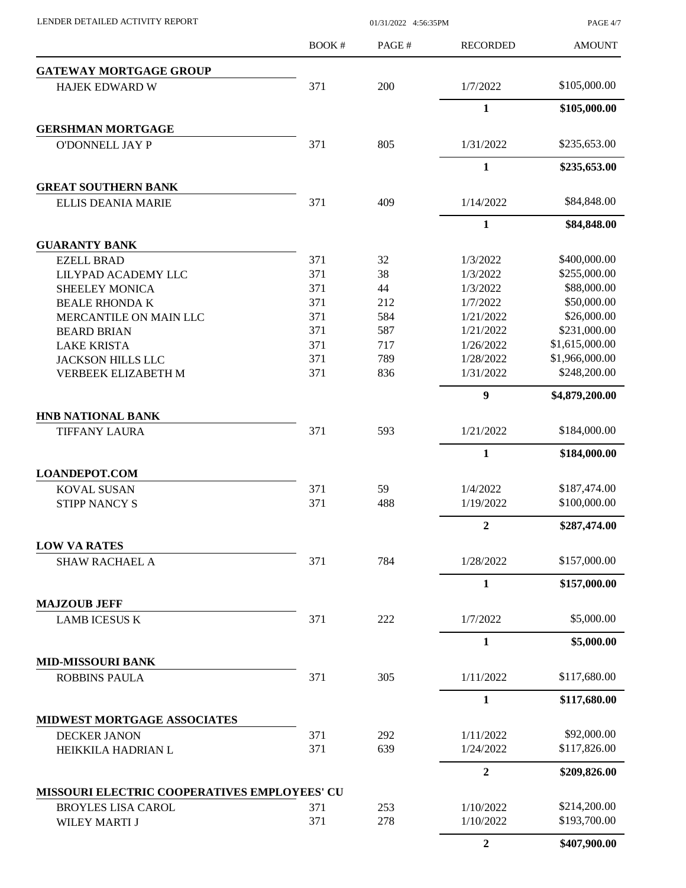| | BOOK # | PAGE # | RECORDED | AMOUNT |
|---|---|---|---|---|
| **GATEWAY MORTGAGE GROUP** | | | | |
| HAJEK EDWARD W | 371 | 200 | 1/7/2022 | $105,000.00 |
| | | | **1** | **$105,000.00** |
| **GERSHMAN MORTGAGE** | | | | |
| O'DONNELL JAY P | 371 | 805 | 1/31/2022 | $235,653.00 |
| | | | **1** | **$235,653.00** |
| **GREAT SOUTHERN BANK** | | | | |
| ELLIS DEANIA MARIE | 371 | 409 | 1/14/2022 | $84,848.00 |
| | | | **1** | **$84,848.00** |
| **GUARANTY BANK** | | | | |
| EZELL BRAD | 371 | 32 | 1/3/2022 | $400,000.00 |
| LILYPAD ACADEMY LLC | 371 | 38 | 1/3/2022 | $255,000.00 |
| SHEELEY MONICA | 371 | 44 | 1/3/2022 | $88,000.00 |
| BEALE RHONDA K | 371 | 212 | 1/7/2022 | $50,000.00 |
| MERCANTILE ON MAIN LLC | 371 | 584 | 1/21/2022 | $26,000.00 |
| BEARD BRIAN | 371 | 587 | 1/21/2022 | $231,000.00 |
| LAKE KRISTA | 371 | 717 | 1/26/2022 | $1,615,000.00 |
| JACKSON HILLS LLC | 371 | 789 | 1/28/2022 | $1,966,000.00 |
| VERBEEK ELIZABETH M | 371 | 836 | 1/31/2022 | $248,200.00 |
| | | | **9** | **$4,879,200.00** |
| **HNB NATIONAL BANK** | | | | |
| TIFFANY LAURA | 371 | 593 | 1/21/2022 | $184,000.00 |
| | | | **1** | **$184,000.00** |
| **LOANDEPOT.COM** | | | | |
| KOVAL SUSAN | 371 | 59 | 1/4/2022 | $187,474.00 |
| STIPP NANCY S | 371 | 488 | 1/19/2022 | $100,000.00 |
| | | | **2** | **$287,474.00** |
| **LOW VA RATES** | | | | |
| SHAW RACHAEL A | 371 | 784 | 1/28/2022 | $157,000.00 |
| | | | **1** | **$157,000.00** |
| **MAJZOUB JEFF** | | | | |
| LAMB ICESUS K | 371 | 222 | 1/7/2022 | $5,000.00 |
| | | | **1** | **$5,000.00** |
| **MID-MISSOURI BANK** | | | | |
| ROBBINS PAULA | 371 | 305 | 1/11/2022 | $117,680.00 |
| | | | **1** | **$117,680.00** |
| **MIDWEST MORTGAGE ASSOCIATES** | | | | |
| DECKER JANON | 371 | 292 | 1/11/2022 | $92,000.00 |
| HEIKKILA HADRIAN L | 371 | 639 | 1/24/2022 | $117,826.00 |
| | | | **2** | **$209,826.00** |
| **MISSOURI ELECTRIC COOPERATIVES EMPLOYEES' CU** | | | | |
| BROYLES LISA CAROL | 371 | 253 | 1/10/2022 | $214,200.00 |
| WILEY MARTI J | 371 | 278 | 1/10/2022 | $193,700.00 |
| | | | **2** | **$407,900.00** |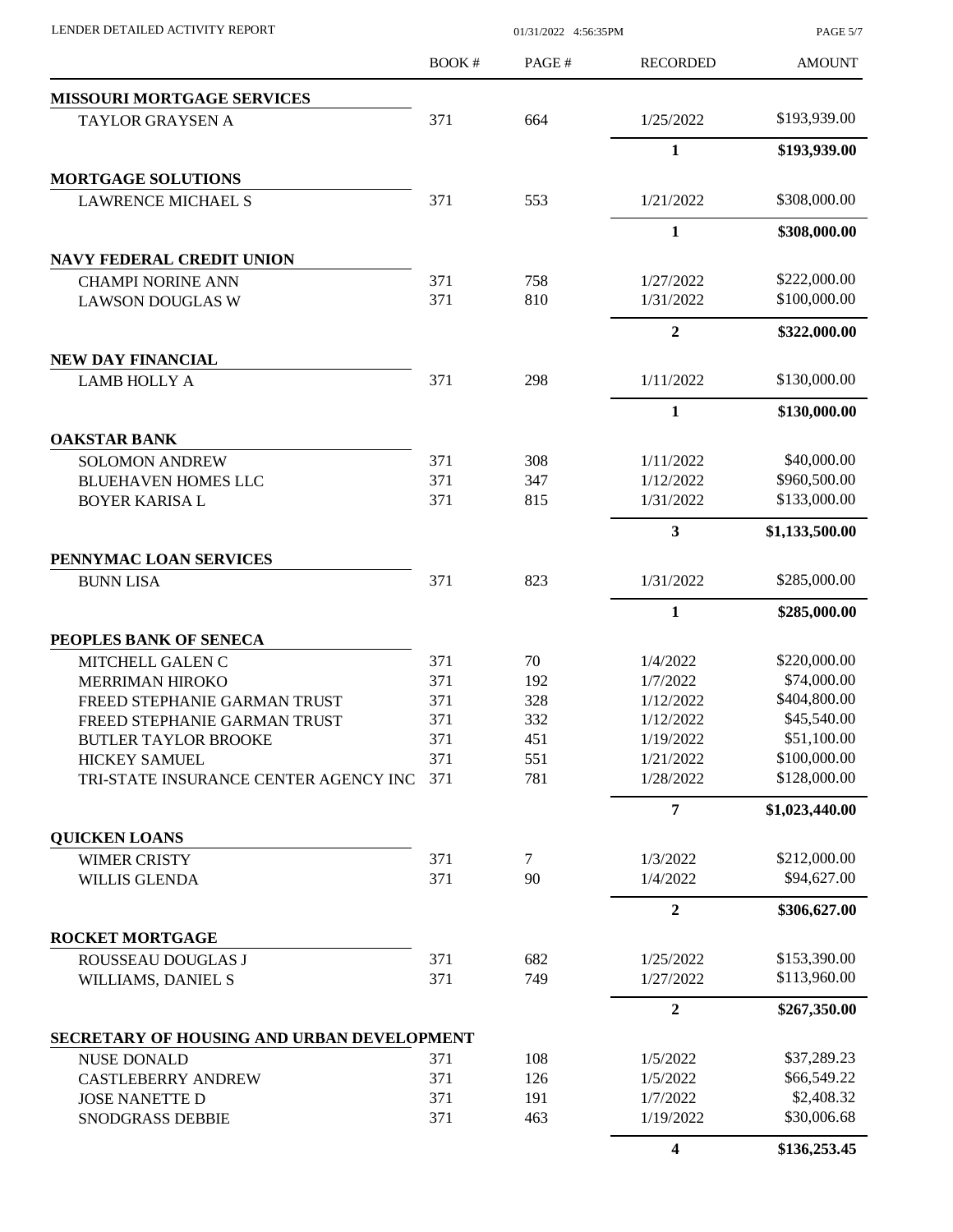| | BOOK # | PAGE # | RECORDED | AMOUNT |
|---|---|---|---|---|
| **MISSOURI MORTGAGE SERVICES** | | | | |
| TAYLOR GRAYSEN A | 371 | 664 | 1/25/2022 | $193,939.00 |
| | | | **1** | **$193,939.00** |
| **MORTGAGE SOLUTIONS** | | | | |
| LAWRENCE MICHAEL S | 371 | 553 | 1/21/2022 | $308,000.00 |
| | | | **1** | **$308,000.00** |
| **NAVY FEDERAL CREDIT UNION** | | | | |
| CHAMPI NORINE ANN | 371 | 758 | 1/27/2022 | $222,000.00 |
| LAWSON DOUGLAS W | 371 | 810 | 1/31/2022 | $100,000.00 |
| | | | **2** | **$322,000.00** |
| **NEW DAY FINANCIAL** | | | | |
| LAMB HOLLY A | 371 | 298 | 1/11/2022 | $130,000.00 |
| | | | **1** | **$130,000.00** |
| **OAKSTAR BANK** | | | | |
| SOLOMON ANDREW | 371 | 308 | 1/11/2022 | $40,000.00 |
| BLUEHAVEN HOMES LLC | 371 | 347 | 1/12/2022 | $960,500.00 |
| BOYER KARISA L | 371 | 815 | 1/31/2022 | $133,000.00 |
| | | | **3** | **$1,133,500.00** |
| **PENNYMAC LOAN SERVICES** | | | | |
| BUNN LISA | 371 | 823 | 1/31/2022 | $285,000.00 |
| | | | **1** | **$285,000.00** |
| **PEOPLES BANK OF SENECA** | | | | |
| MITCHELL GALEN C | 371 | 70 | 1/4/2022 | $220,000.00 |
| MERRIMAN HIROKO | 371 | 192 | 1/7/2022 | $74,000.00 |
| FREED STEPHANIE GARMAN TRUST | 371 | 328 | 1/12/2022 | $404,800.00 |
| FREED STEPHANIE GARMAN TRUST | 371 | 332 | 1/12/2022 | $45,540.00 |
| BUTLER TAYLOR BROOKE | 371 | 451 | 1/19/2022 | $51,100.00 |
| HICKEY SAMUEL | 371 | 551 | 1/21/2022 | $100,000.00 |
| TRI-STATE INSURANCE CENTER AGENCY INC | 371 | 781 | 1/28/2022 | $128,000.00 |
| | | | **7** | **$1,023,440.00** |
| **QUICKEN LOANS** | | | | |
| WIMER CRISTY | 371 | 7 | 1/3/2022 | $212,000.00 |
| WILLIS GLENDA | 371 | 90 | 1/4/2022 | $94,627.00 |
| | | | **2** | **$306,627.00** |
| **ROCKET MORTGAGE** | | | | |
| ROUSSEAU DOUGLAS J | 371 | 682 | 1/25/2022 | $153,390.00 |
| WILLIAMS, DANIEL S | 371 | 749 | 1/27/2022 | $113,960.00 |
| | | | **2** | **$267,350.00** |
| **SECRETARY OF HOUSING AND URBAN DEVELOPMENT** | | | | |
| NUSE DONALD | 371 | 108 | 1/5/2022 | $37,289.23 |
| CASTLEBERRY ANDREW | 371 | 126 | 1/5/2022 | $66,549.22 |
| JOSE NANETTE D | 371 | 191 | 1/7/2022 | $2,408.32 |
| SNODGRASS DEBBIE | 371 | 463 | 1/19/2022 | $30,006.68 |
| | | | **4** | **$136,253.45** |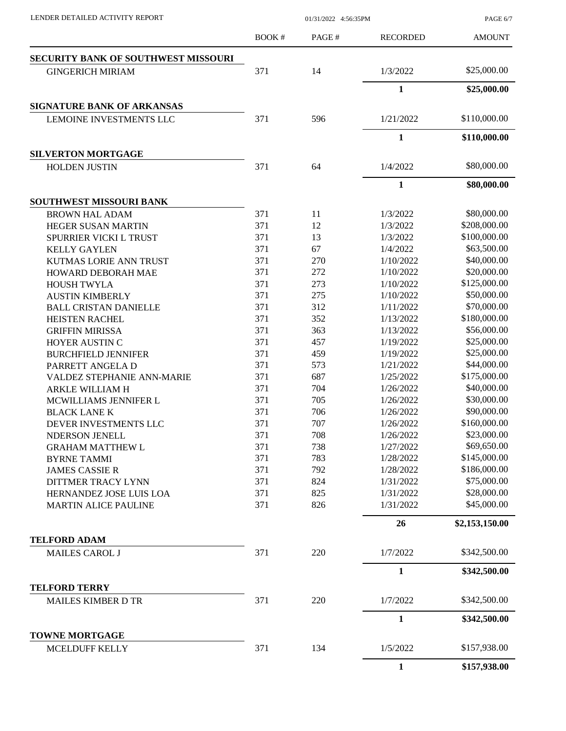| | BOOK # | PAGE # | RECORDED | AMOUNT |
|---|---|---|---|---|
| **SECURITY BANK OF SOUTHWEST MISSOURI** | | | | |
| GINGERICH MIRIAM | 371 | 14 | 1/3/2022 | $25,000.00 |
| | | | **1** | **$25,000.00** |
| **SIGNATURE BANK OF ARKANSAS** | | | | |
| LEMOINE INVESTMENTS LLC | 371 | 596 | 1/21/2022 | $110,000.00 |
| | | | **1** | **$110,000.00** |
| **SILVERTON MORTGAGE** | | | | |
| HOLDEN JUSTIN | 371 | 64 | 1/4/2022 | $80,000.00 |
| | | | **1** | **$80,000.00** |
| **SOUTHWEST MISSOURI BANK** | | | | |
| BROWN HAL ADAM | 371 | 11 | 1/3/2022 | $80,000.00 |
| HEGER SUSAN MARTIN | 371 | 12 | 1/3/2022 | $208,000.00 |
| SPURRIER VICKI L TRUST | 371 | 13 | 1/3/2022 | $100,000.00 |
| KELLY GAYLEN | 371 | 67 | 1/4/2022 | $63,500.00 |
| KUTMAS LORIE ANN TRUST | 371 | 270 | 1/10/2022 | $40,000.00 |
| HOWARD DEBORAH MAE | 371 | 272 | 1/10/2022 | $20,000.00 |
| HOUSH TWYLA | 371 | 273 | 1/10/2022 | $125,000.00 |
| AUSTIN KIMBERLY | 371 | 275 | 1/10/2022 | $50,000.00 |
| BALL CRISTAN DANIELLE | 371 | 312 | 1/11/2022 | $70,000.00 |
| HEISTEN RACHEL | 371 | 352 | 1/13/2022 | $180,000.00 |
| GRIFFIN MIRISSA | 371 | 363 | 1/13/2022 | $56,000.00 |
| HOYER AUSTIN C | 371 | 457 | 1/19/2022 | $25,000.00 |
| BURCHFIELD JENNIFER | 371 | 459 | 1/19/2022 | $25,000.00 |
| PARRETT ANGELA D | 371 | 573 | 1/21/2022 | $44,000.00 |
| VALDEZ STEPHANIE ANN-MARIE | 371 | 687 | 1/25/2022 | $175,000.00 |
| ARKLE WILLIAM H | 371 | 704 | 1/26/2022 | $40,000.00 |
| MCWILLIAMS JENNIFER L | 371 | 705 | 1/26/2022 | $30,000.00 |
| BLACK LANE K | 371 | 706 | 1/26/2022 | $90,000.00 |
| DEVER INVESTMENTS LLC | 371 | 707 | 1/26/2022 | $160,000.00 |
| NDERSON JENELL | 371 | 708 | 1/26/2022 | $23,000.00 |
| GRAHAM MATTHEW L | 371 | 738 | 1/27/2022 | $69,650.00 |
| BYRNE TAMMI | 371 | 783 | 1/28/2022 | $145,000.00 |
| JAMES CASSIE R | 371 | 792 | 1/28/2022 | $186,000.00 |
| DITTMER TRACY LYNN | 371 | 824 | 1/31/2022 | $75,000.00 |
| HERNANDEZ JOSE LUIS LOA | 371 | 825 | 1/31/2022 | $28,000.00 |
| MARTIN ALICE PAULINE | 371 | 826 | 1/31/2022 | $45,000.00 |
| | | | **26** | **$2,153,150.00** |
| **TELFORD ADAM** | | | | |
| MAILES CAROL J | 371 | 220 | 1/7/2022 | $342,500.00 |
| | | | **1** | **$342,500.00** |
| **TELFORD TERRY** | | | | |
| MAILES KIMBER D TR | 371 | 220 | 1/7/2022 | $342,500.00 |
| | | | **1** | **$342,500.00** |
| **TOWNE MORTGAGE** | | | | |
| MCELDUFF KELLY | 371 | 134 | 1/5/2022 | $157,938.00 |
| | | | **1** | **$157,938.00** |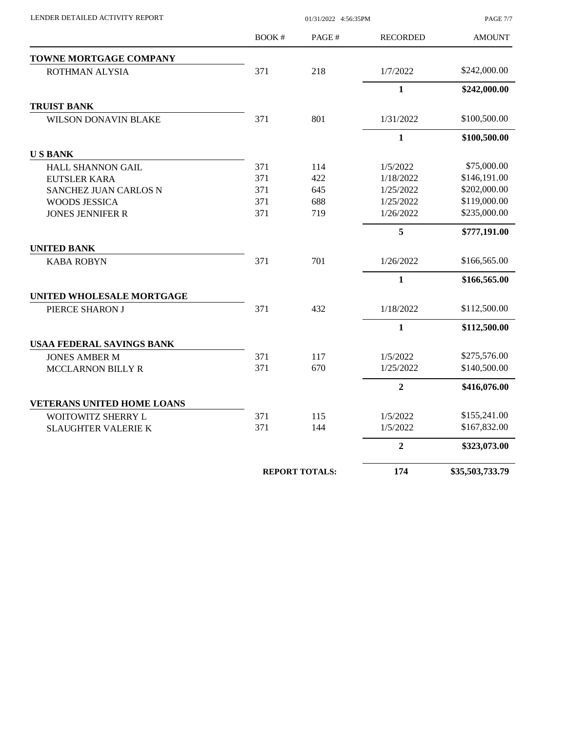| | BOOK # | PAGE # | RECORDED | AMOUNT |
|---|---|---|---|---|
| **TOWNE MORTGAGE COMPANY** | | | | |
| ROTHMAN ALYSIA | 371 | 218 | 1/7/2022 | $242,000.00 |
| | | | **1** | **$242,000.00** |
| **TRUIST BANK** | | | | |
| WILSON DONAVIN BLAKE | 371 | 801 | 1/31/2022 | $100,500.00 |
| | | | **1** | **$100,500.00** |
| **U S BANK** | | | | |
| HALL SHANNON GAIL | 371 | 114 | 1/5/2022 | $75,000.00 |
| EUTSLER KARA | 371 | 422 | 1/18/2022 | $146,191.00 |
| SANCHEZ JUAN CARLOS N | 371 | 645 | 1/25/2022 | $202,000.00 |
| WOODS JESSICA | 371 | 688 | 1/25/2022 | $119,000.00 |
| JONES JENNIFER R | 371 | 719 | 1/26/2022 | $235,000.00 |
| | | | **5** | **$777,191.00** |
| **UNITED BANK** | | | | |
| KABA ROBYN | 371 | 701 | 1/26/2022 | $166,565.00 |
| | | | **1** | **$166,565.00** |
| **UNITED WHOLESALE MORTGAGE** | | | | |
| PIERCE SHARON J | 371 | 432 | 1/18/2022 | $112,500.00 |
| | | | **1** | **$112,500.00** |
| **USAA FEDERAL SAVINGS BANK** | | | | |
| JONES AMBER M | 371 | 117 | 1/5/2022 | $275,576.00 |
| MCCLARNON BILLY R | 371 | 670 | 1/25/2022 | $140,500.00 |
| | | | **2** | **$416,076.00** |
| **VETERANS UNITED HOME LOANS** | | | | |
| WOITOWITZ SHERRY L | 371 | 115 | 1/5/2022 | $155,241.00 |
| SLAUGHTER VALERIE K | 371 | 144 | 1/5/2022 | $167,832.00 |
| | | | **2** | **$323,073.00** |
| | **REPORT TOTALS:** | | **174** | **$35,503,733.79** |